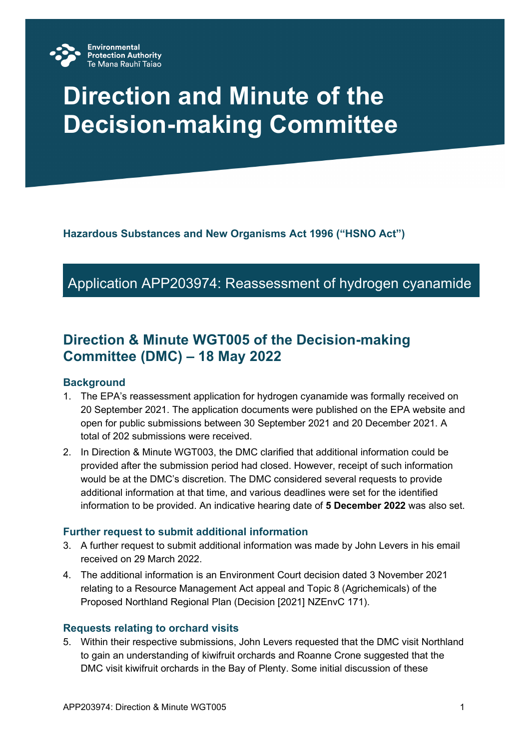Environmental Protection Authority
Te Mana Rauhī Taiao

# Direction and Minute of the Decision-making Committee

**Hazardous Substances and New Organisms Act 1996 ("HSNO Act")**

## Application APP203974: Reassessment of hydrogen cyanamide

## Direction & Minute WGT005 of the Decision-making Committee (DMC) – 18 May 2022

### Background

1. The EPA's reassessment application for hydrogen cyanamide was formally received on 20 September 2021. The application documents were published on the EPA website and open for public submissions between 30 September 2021 and 20 December 2021. A total of 202 submissions were received.
2. In Direction & Minute WGT003, the DMC clarified that additional information could be provided after the submission period had closed. However, receipt of such information would be at the DMC's discretion. The DMC considered several requests to provide additional information at that time, and various deadlines were set for the identified information to be provided. An indicative hearing date of **5 December 2022** was also set.

### Further request to submit additional information

3. A further request to submit additional information was made by John Levers in his email received on 29 March 2022.
4. The additional information is an Environment Court decision dated 3 November 2021 relating to a Resource Management Act appeal and Topic 8 (Agrichemicals) of the Proposed Northland Regional Plan (Decision [2021] NZEnvC 171).

### Requests relating to orchard visits

5. Within their respective submissions, John Levers requested that the DMC visit Northland to gain an understanding of kiwifruit orchards and Roanne Crone suggested that the DMC visit kiwifruit orchards in the Bay of Plenty. Some initial discussion of these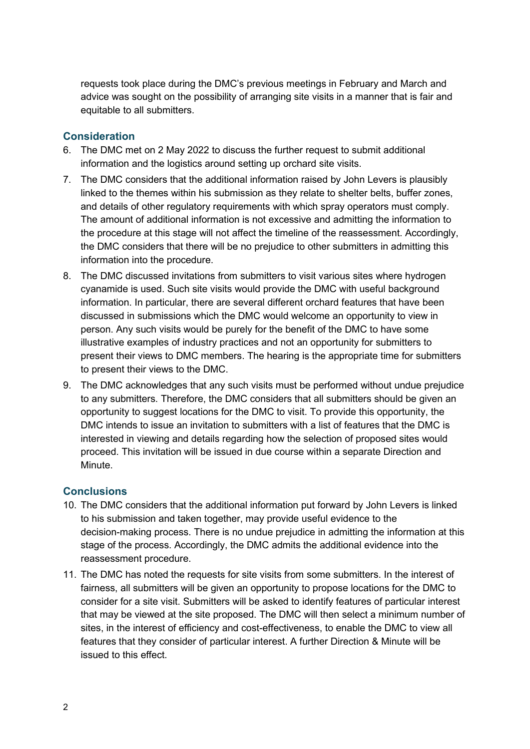requests took place during the DMC's previous meetings in February and March and advice was sought on the possibility of arranging site visits in a manner that is fair and equitable to all submitters.

## Consideration

6. The DMC met on 2 May 2022 to discuss the further request to submit additional information and the logistics around setting up orchard site visits.
7. The DMC considers that the additional information raised by John Levers is plausibly linked to the themes within his submission as they relate to shelter belts, buffer zones, and details of other regulatory requirements with which spray operators must comply. The amount of additional information is not excessive and admitting the information to the procedure at this stage will not affect the timeline of the reassessment. Accordingly, the DMC considers that there will be no prejudice to other submitters in admitting this information into the procedure.
8. The DMC discussed invitations from submitters to visit various sites where hydrogen cyanamide is used. Such site visits would provide the DMC with useful background information. In particular, there are several different orchard features that have been discussed in submissions which the DMC would welcome an opportunity to view in person. Any such visits would be purely for the benefit of the DMC to have some illustrative examples of industry practices and not an opportunity for submitters to present their views to DMC members. The hearing is the appropriate time for submitters to present their views to the DMC.
9. The DMC acknowledges that any such visits must be performed without undue prejudice to any submitters. Therefore, the DMC considers that all submitters should be given an opportunity to suggest locations for the DMC to visit. To provide this opportunity, the DMC intends to issue an invitation to submitters with a list of features that the DMC is interested in viewing and details regarding how the selection of proposed sites would proceed. This invitation will be issued in due course within a separate Direction and Minute.

## Conclusions

10. The DMC considers that the additional information put forward by John Levers is linked to his submission and taken together, may provide useful evidence to the decision-making process. There is no undue prejudice in admitting the information at this stage of the process. Accordingly, the DMC admits the additional evidence into the reassessment procedure.
11. The DMC has noted the requests for site visits from some submitters. In the interest of fairness, all submitters will be given an opportunity to propose locations for the DMC to consider for a site visit. Submitters will be asked to identify features of particular interest that may be viewed at the site proposed. The DMC will then select a minimum number of sites, in the interest of efficiency and cost-effectiveness, to enable the DMC to view all features that they consider of particular interest. A further Direction & Minute will be issued to this effect.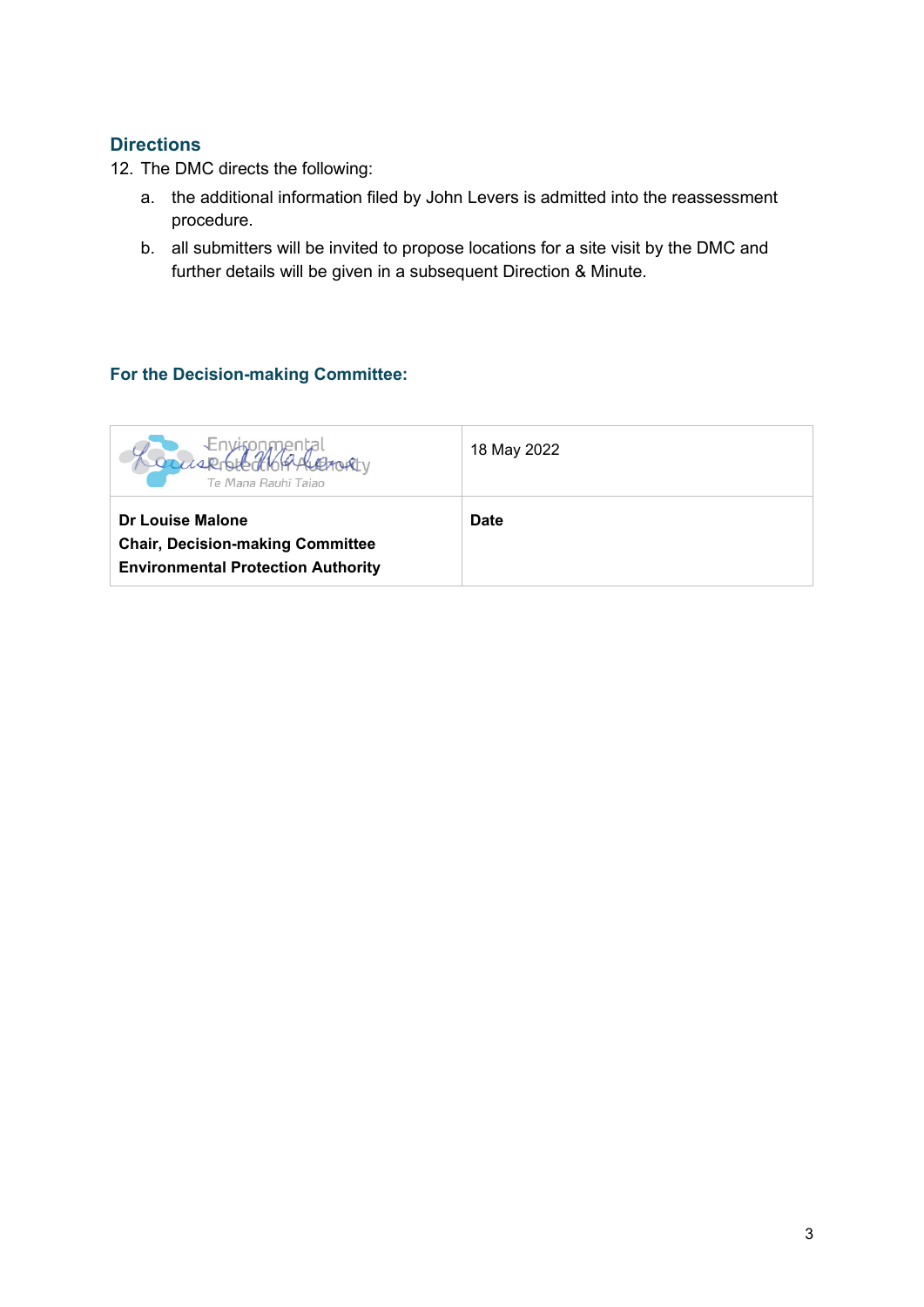## Directions

12. The DMC directs the following:

    a. the additional information filed by John Levers is admitted into the reassessment procedure.

    b. all submitters will be invited to propose locations for a site visit by the DMC and further details will be given in a subsequent Direction & Minute.

### For the Decision-making Committee:

| | |
|---|---|
| | 18 May 2022 |
| **Dr Louise Malone**<br>**Chair, Decision-making Committee**<br>**Environmental Protection Authority** | **Date** |